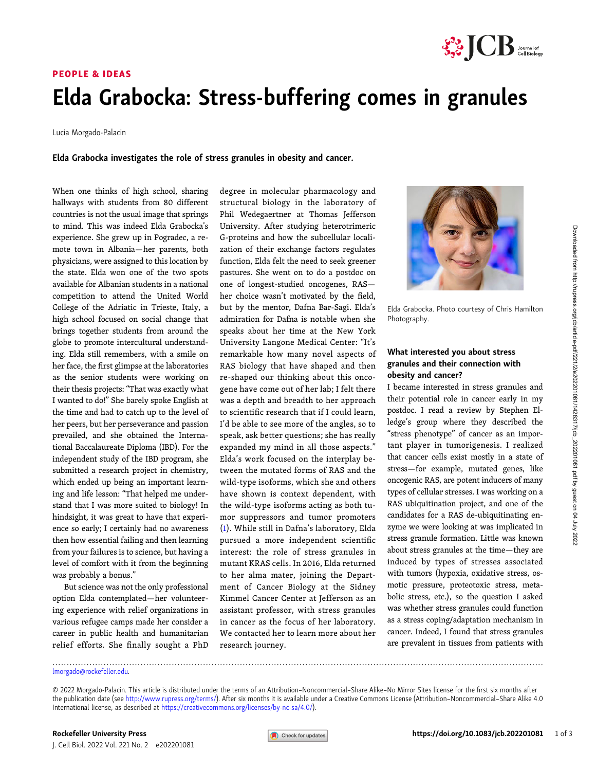PEOPLE & IDEAS

# Elda Grabocka: Stress-buffering comes in granules

Lucia Morgado-Palacin

**Elda Grabocka investigates the role of stress granules in obesity and cancer.**

When one thinks of high school, sharing hallways with students from 80 different countries is not the usual image that springs to mind. This was indeed Elda Grabocka's experience. She grew up in Pogradec, a remote town in Albania—her parents, both physicians, were assigned to this location by the state. Elda won one of the two spots available for Albanian students in a national competition to attend the United World College of the Adriatic in Trieste, Italy, a high school focused on social change that brings together students from around the globe to promote intercultural understanding. Elda still remembers, with a smile on her face, the first glimpse at the laboratories as the senior students were working on their thesis projects: "That was exactly what I wanted to do!" She barely spoke English at the time and had to catch up to the level of her peers, but her perseverance and passion prevailed, and she obtained the International Baccalaureate Diploma (IBD). For the independent study of the IBD program, she submitted a research project in chemistry, which ended up being an important learning and life lesson: "That helped me understand that I was more suited to biology! In hindsight, it was great to have that experience so early; I certainly had no awareness then how essential failing and then learning from your failures is to science, but having a level of comfort with it from the beginning was probably a bonus."

But science was not the only professional option Elda contemplated—her volunteering experience with relief organizations in various refugee camps made her consider a career in public health and humanitarian relief efforts. She finally sought a PhD degree in molecular pharmacology and structural biology in the laboratory of Phil Wedegaertner at Thomas Jefferson University. After studying heterotrimeric G-proteins and how the subcellular localization of their exchange factors regulates function, Elda felt the need to seek greener pastures. She went on to do a postdoc on one of longest-studied oncogenes, RAS—her choice wasn't motivated by the field, but by the mentor, Dafna Bar-Sagi. Elda's admiration for Dafna is notable when she speaks about her time at the New York University Langone Medical Center: "It's remarkable how many novel aspects of RAS biology that have shaped and then re-shaped our thinking about this oncogene have come out of her lab; I felt there was a depth and breadth to her approach to scientific research that if I could learn, I'd be able to see more of the angles, so to speak, ask better questions; she has really expanded my mind in all those aspects." Elda's work focused on the interplay between the mutated forms of RAS and the wild-type isoforms, which she and others have shown is context dependent, with the wild-type isoforms acting as both tumor suppressors and tumor promoters (1). While still in Dafna's laboratory, Elda pursued a more independent scientific interest: the role of stress granules in mutant KRAS cells. In 2016, Elda returned to her alma mater, joining the Department of Cancer Biology at the Sidney Kimmel Cancer Center at Jefferson as an assistant professor, with stress granules in cancer as the focus of her laboratory. We contacted her to learn more about her research journey.

Elda Grabocka. Photo courtesy of Chris Hamilton Photography.

### What interested you about stress granules and their connection with obesity and cancer?

I became interested in stress granules and their potential role in cancer early in my postdoc. I read a review by Stephen Elledge's group where they described the "stress phenotype" of cancer as an important player in tumorigenesis. I realized that cancer cells exist mostly in a state of stress—for example, mutated genes, like oncogenic RAS, are potent inducers of many types of cellular stresses. I was working on a RAS ubiquitination project, and one of the candidates for a RAS de-ubiquitinating enzyme we were looking at was implicated in stress granule formation. Little was known about stress granules at the time—they are induced by types of stresses associated with tumors (hypoxia, oxidative stress, osmotic pressure, proteotoxic stress, metabolic stress, etc.), so the question I asked was whether stress granules could function as a stress coping/adaptation mechanism in cancer. Indeed, I found that stress granules are prevalent in tissues from patients with

lmorgado@rockefeller.edu.

© 2022 Morgado-Palacin. This article is distributed under the terms of an Attribution–Noncommercial–Share Alike–No Mirror Sites license for the first six months after the publication date (see http://www.rupress.org/terms/). After six months it is available under a Creative Commons License (Attribution–Noncommercial–Share Alike 4.0 International license, as described at https://creativecommons.org/licenses/by-nc-sa/4.0/).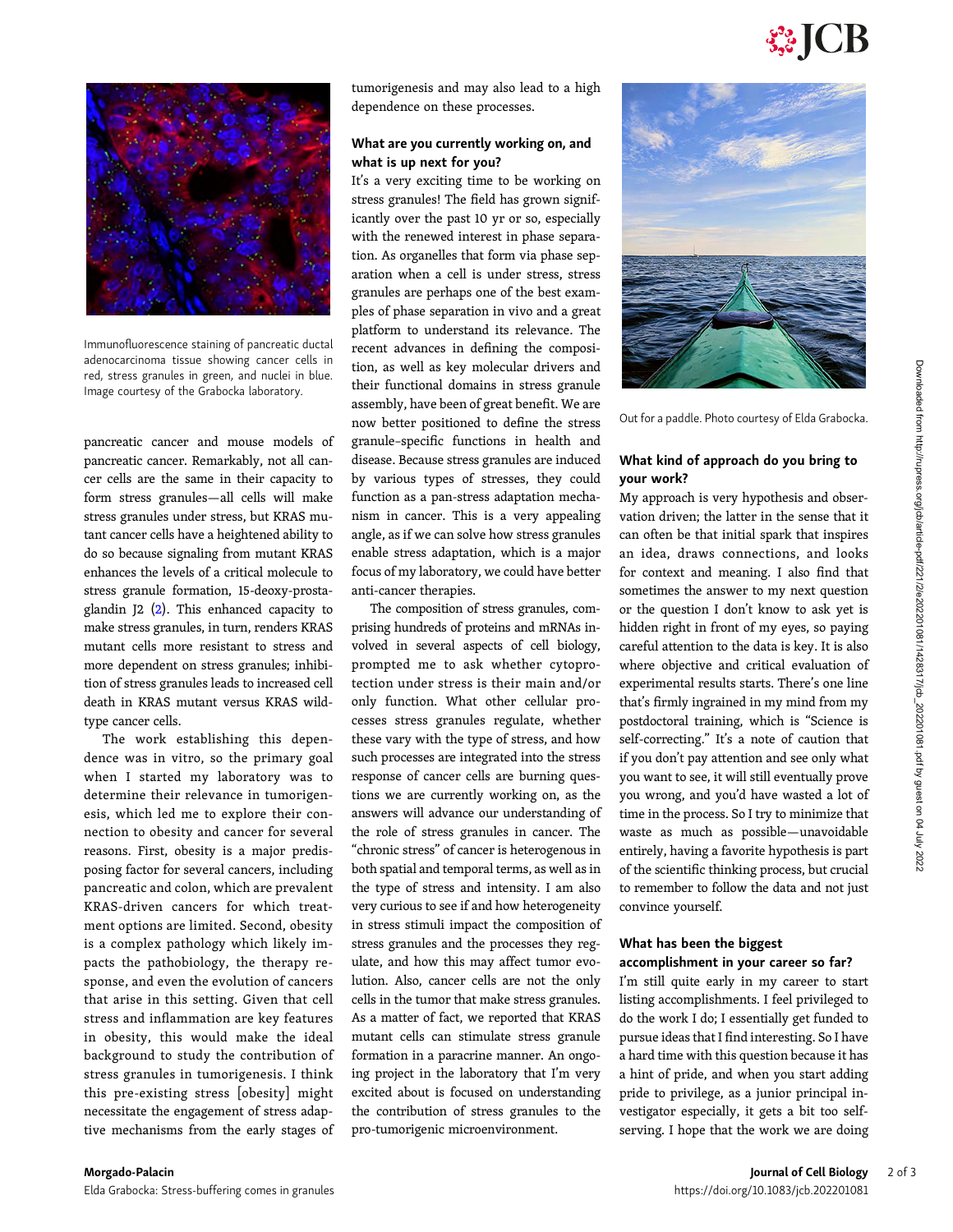Immunofluorescence staining of pancreatic ductal adenocarcinoma tissue showing cancer cells in red, stress granules in green, and nuclei in blue. Image courtesy of the Grabocka laboratory.

pancreatic cancer and mouse models of pancreatic cancer. Remarkably, not all cancer cells are the same in their capacity to form stress granules—all cells will make stress granules under stress, but KRAS mutant cancer cells have a heightened ability to do so because signaling from mutant KRAS enhances the levels of a critical molecule to stress granule formation, 15-deoxy-prostaglandin J2 (2). This enhanced capacity to make stress granules, in turn, renders KRAS mutant cells more resistant to stress and more dependent on stress granules; inhibition of stress granules leads to increased cell death in KRAS mutant versus KRAS wild-type cancer cells.

The work establishing this dependence was in vitro, so the primary goal when I started my laboratory was to determine their relevance in tumorigenesis, which led me to explore their connection to obesity and cancer for several reasons. First, obesity is a major predisposing factor for several cancers, including pancreatic and colon, which are prevalent KRAS-driven cancers for which treatment options are limited. Second, obesity is a complex pathology which likely impacts the pathobiology, the therapy response, and even the evolution of cancers that arise in this setting. Given that cell stress and inflammation are key features in obesity, this would make the ideal background to study the contribution of stress granules in tumorigenesis. I think this pre-existing stress [obesity] might necessitate the engagement of stress adaptive mechanisms from the early stages of tumorigenesis and may also lead to a high dependence on these processes.

### What are you currently working on, and what is up next for you?

It's a very exciting time to be working on stress granules! The field has grown significantly over the past 10 yr or so, especially with the renewed interest in phase separation. As organelles that form via phase separation when a cell is under stress, stress granules are perhaps one of the best examples of phase separation in vivo and a great platform to understand its relevance. The recent advances in defining the composition, as well as key molecular drivers and their functional domains in stress granule assembly, have been of great benefit. We are now better positioned to define the stress granule–specific functions in health and disease. Because stress granules are induced by various types of stresses, they could function as a pan-stress adaptation mechanism in cancer. This is a very appealing angle, as if we can solve how stress granules enable stress adaptation, which is a major focus of my laboratory, we could have better anti-cancer therapies.

The composition of stress granules, comprising hundreds of proteins and mRNAs involved in several aspects of cell biology, prompted me to ask whether cytoprotection under stress is their main and/or only function. What other cellular processes stress granules regulate, whether these vary with the type of stress, and how such processes are integrated into the stress response of cancer cells are burning questions we are currently working on, as the answers will advance our understanding of the role of stress granules in cancer. The "chronic stress" of cancer is heterogenous in both spatial and temporal terms, as well as in the type of stress and intensity. I am also very curious to see if and how heterogeneity in stress stimuli impact the composition of stress granules and the processes they regulate, and how this may affect tumor evolution. Also, cancer cells are not the only cells in the tumor that make stress granules. As a matter of fact, we reported that KRAS mutant cells can stimulate stress granule formation in a paracrine manner. An ongoing project in the laboratory that I'm very excited about is focused on understanding the contribution of stress granules to the pro-tumorigenic microenvironment.

Out for a paddle. Photo courtesy of Elda Grabocka.

### What kind of approach do you bring to your work?

My approach is very hypothesis and observation driven; the latter in the sense that it can often be that initial spark that inspires an idea, draws connections, and looks for context and meaning. I also find that sometimes the answer to my next question or the question I don't know to ask yet is hidden right in front of my eyes, so paying careful attention to the data is key. It is also where objective and critical evaluation of experimental results starts. There's one line that's firmly ingrained in my mind from my postdoctoral training, which is "Science is self-correcting." It's a note of caution that if you don't pay attention and see only what you want to see, it will still eventually prove you wrong, and you'd have wasted a lot of time in the process. So I try to minimize that waste as much as possible—unavoidable entirely, having a favorite hypothesis is part of the scientific thinking process, but crucial to remember to follow the data and not just convince yourself.

### What has been the biggest accomplishment in your career so far?

I'm still quite early in my career to start listing accomplishments. I feel privileged to do the work I do; I essentially get funded to pursue ideas that I find interesting. So I have a hard time with this question because it has a hint of pride, and when you start adding pride to privilege, as a junior principal investigator especially, it gets a bit too self-serving. I hope that the work we are doing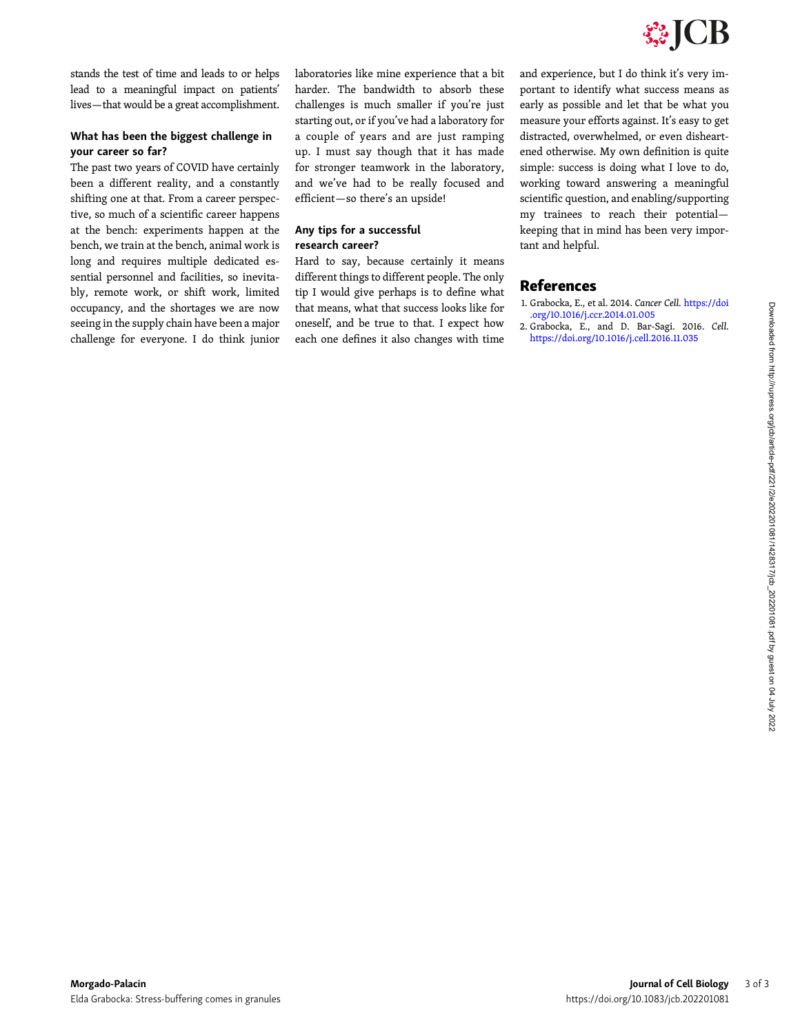stands the test of time and leads to or helps lead to a meaningful impact on patients' lives—that would be a great accomplishment.

### What has been the biggest challenge in your career so far?

The past two years of COVID have certainly been a different reality, and a constantly shifting one at that. From a career perspective, so much of a scientific career happens at the bench: experiments happen at the bench, we train at the bench, animal work is long and requires multiple dedicated essential personnel and facilities, so inevitably, remote work, or shift work, limited occupancy, and the shortages we are now seeing in the supply chain have been a major challenge for everyone. I do think junior laboratories like mine experience that a bit harder. The bandwidth to absorb these challenges is much smaller if you're just starting out, or if you've had a laboratory for a couple of years and are just ramping up. I must say though that it has made for stronger teamwork in the laboratory, and we've had to be really focused and efficient—so there's an upside!

### Any tips for a successful research career?

Hard to say, because certainly it means different things to different people. The only tip I would give perhaps is to define what that means, what that success looks like for oneself, and be true to that. I expect how each one defines it also changes with time and experience, but I do think it's very important to identify what success means as early as possible and let that be what you measure your efforts against. It's easy to get distracted, overwhelmed, or even disheartened otherwise. My own definition is quite simple: success is doing what I love to do, working toward answering a meaningful scientific question, and enabling/supporting my trainees to reach their potential—keeping that in mind has been very important and helpful.

## References

1. Grabocka, E., et al. 2014. *Cancer Cell*. https://doi.org/10.1016/j.ccr.2014.01.005
2. Grabocka, E., and D. Bar-Sagi. 2016. *Cell*. https://doi.org/10.1016/j.cell.2016.11.035